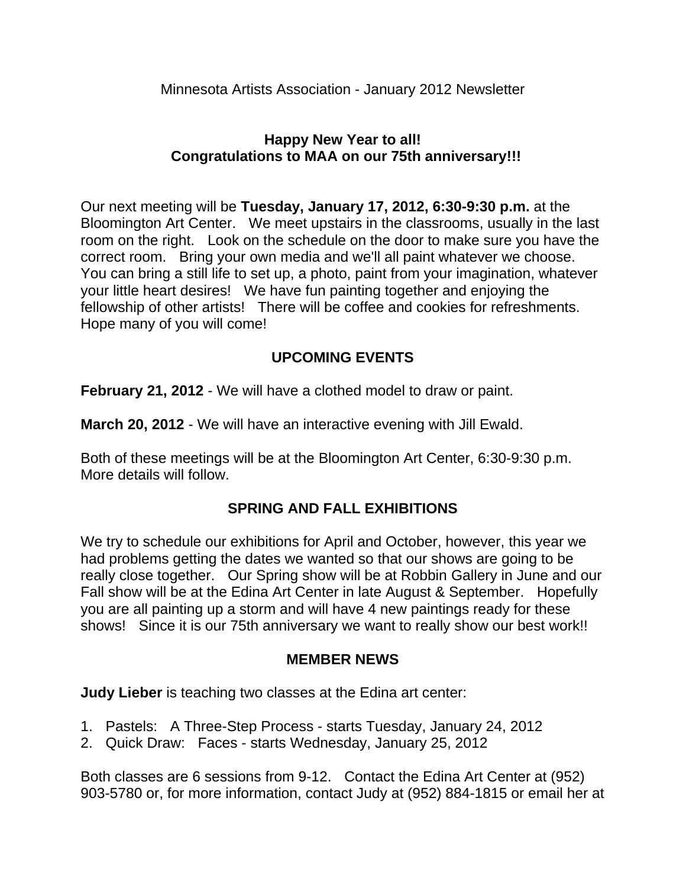Minnesota Artists Association - January 2012 Newsletter

**Happy New Year to all!**
**Congratulations to MAA on our 75th anniversary!!!**

Our next meeting will be **Tuesday, January 17, 2012, 6:30-9:30 p.m.** at the Bloomington Art Center. We meet upstairs in the classrooms, usually in the last room on the right. Look on the schedule on the door to make sure you have the correct room. Bring your own media and we'll all paint whatever we choose. You can bring a still life to set up, a photo, paint from your imagination, whatever your little heart desires! We have fun painting together and enjoying the fellowship of other artists! There will be coffee and cookies for refreshments. Hope many of you will come!

## UPCOMING EVENTS

**February 21, 2012** - We will have a clothed model to draw or paint.

**March 20, 2012** - We will have an interactive evening with Jill Ewald.

Both of these meetings will be at the Bloomington Art Center, 6:30-9:30 p.m. More details will follow.

## SPRING AND FALL EXHIBITIONS

We try to schedule our exhibitions for April and October, however, this year we had problems getting the dates we wanted so that our shows are going to be really close together. Our Spring show will be at Robbin Gallery in June and our Fall show will be at the Edina Art Center in late August & September. Hopefully you are all painting up a storm and will have 4 new paintings ready for these shows! Since it is our 75th anniversary we want to really show our best work!!

## MEMBER NEWS

**Judy Lieber** is teaching two classes at the Edina art center:

1. Pastels: A Three-Step Process - starts Tuesday, January 24, 2012
2. Quick Draw: Faces - starts Wednesday, January 25, 2012

Both classes are 6 sessions from 9-12. Contact the Edina Art Center at (952) 903-5780 or, for more information, contact Judy at (952) 884-1815 or email her at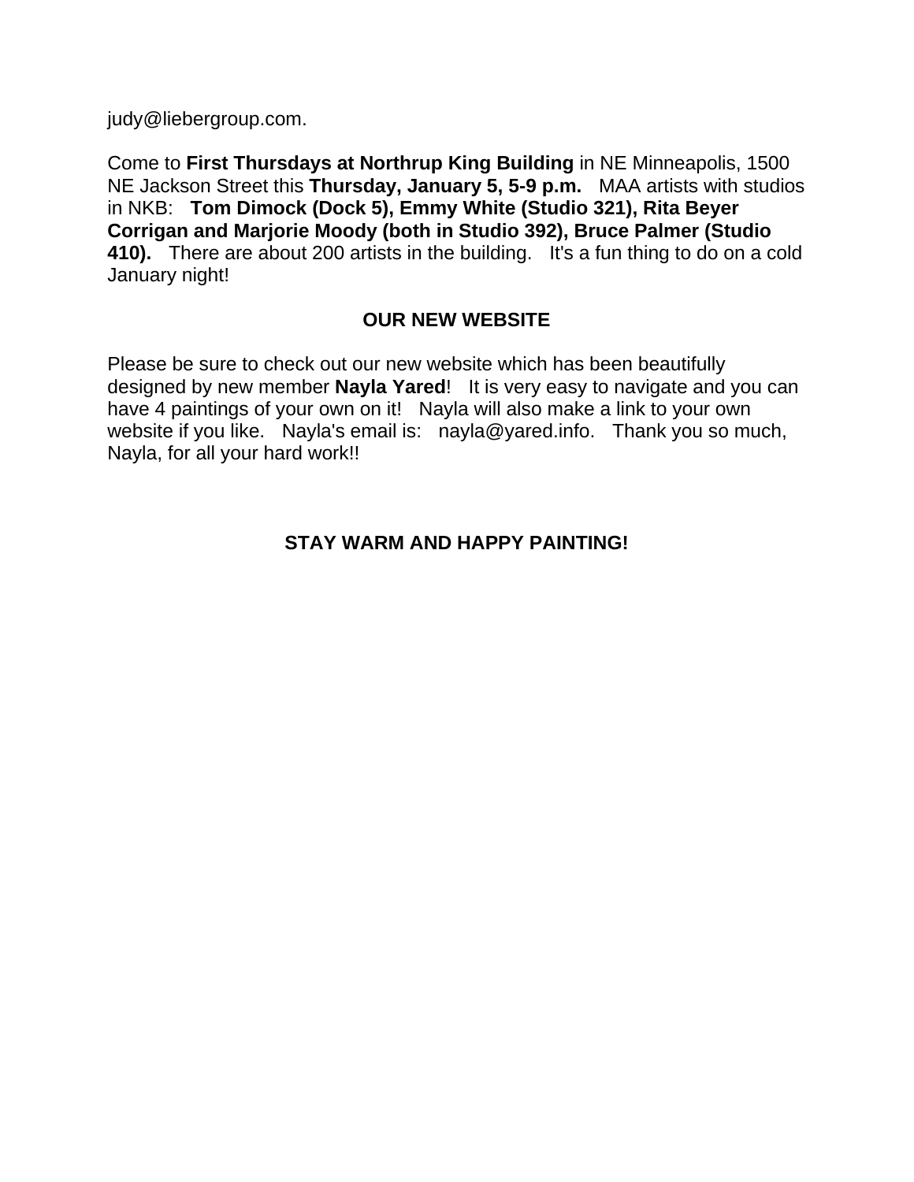judy@liebergroup.com.

Come to **First Thursdays at Northrup King Building** in NE Minneapolis, 1500 NE Jackson Street this **Thursday, January 5, 5-9 p.m.** MAA artists with studios in NKB: **Tom Dimock (Dock 5), Emmy White (Studio 321), Rita Beyer Corrigan and Marjorie Moody (both in Studio 392), Bruce Palmer (Studio 410).** There are about 200 artists in the building. It's a fun thing to do on a cold January night!

## OUR NEW WEBSITE

Please be sure to check out our new website which has been beautifully designed by new member **Nayla Yared**! It is very easy to navigate and you can have 4 paintings of your own on it! Nayla will also make a link to your own website if you like. Nayla's email is: nayla@yared.info. Thank you so much, Nayla, for all your hard work!!

**STAY WARM AND HAPPY PAINTING!**